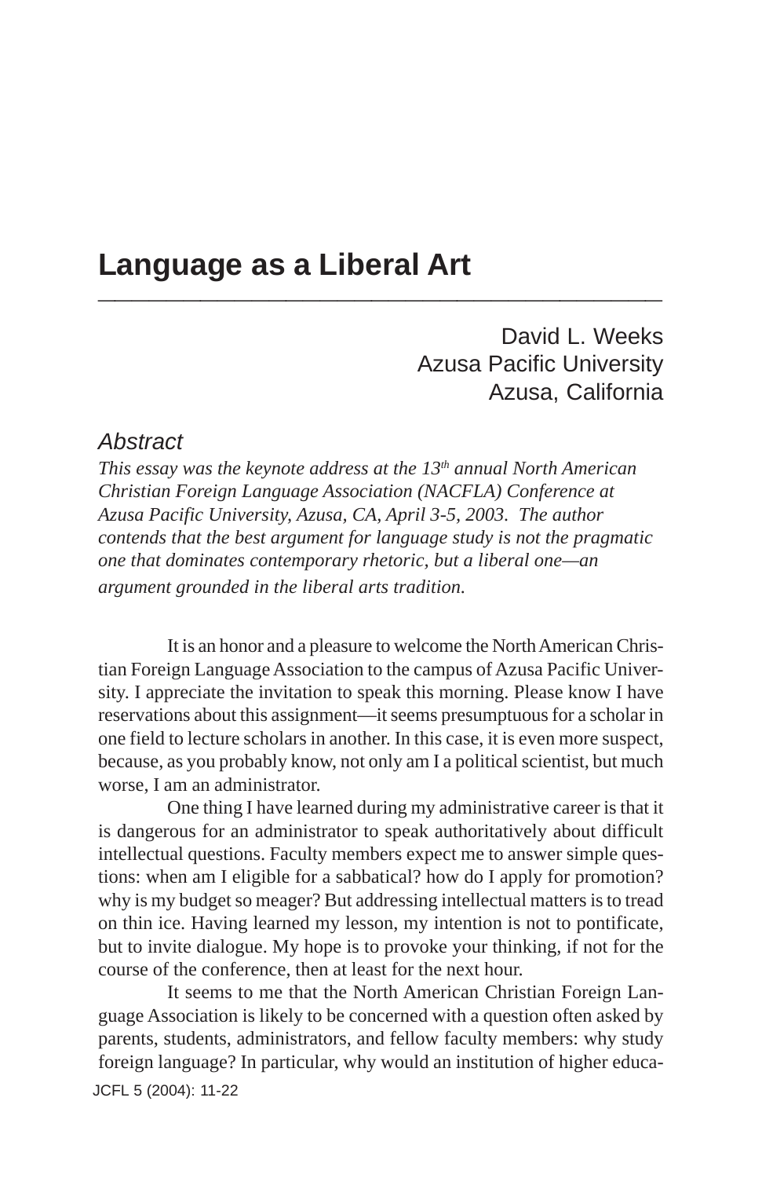# Language as a Liberal Art

David L. Weeks
Azusa Pacific University
Azusa, California

## *Abstract*

*This essay was the keynote address at the 13th annual North American Christian Foreign Language Association (NACFLA) Conference at Azusa Pacific University, Azusa, CA, April 3-5, 2003. The author contends that the best argument for language study is not the pragmatic one that dominates contemporary rhetoric, but a liberal one—an argument grounded in the liberal arts tradition.*

It is an honor and a pleasure to welcome the North American Christian Foreign Language Association to the campus of Azusa Pacific University. I appreciate the invitation to speak this morning. Please know I have reservations about this assignment—it seems presumptuous for a scholar in one field to lecture scholars in another. In this case, it is even more suspect, because, as you probably know, not only am I a political scientist, but much worse, I am an administrator.

One thing I have learned during my administrative career is that it is dangerous for an administrator to speak authoritatively about difficult intellectual questions. Faculty members expect me to answer simple questions: when am I eligible for a sabbatical? how do I apply for promotion? why is my budget so meager? But addressing intellectual matters is to tread on thin ice. Having learned my lesson, my intention is not to pontificate, but to invite dialogue. My hope is to provoke your thinking, if not for the course of the conference, then at least for the next hour.

It seems to me that the North American Christian Foreign Language Association is likely to be concerned with a question often asked by parents, students, administrators, and fellow faculty members: why study foreign language? In particular, why would an institution of higher educa-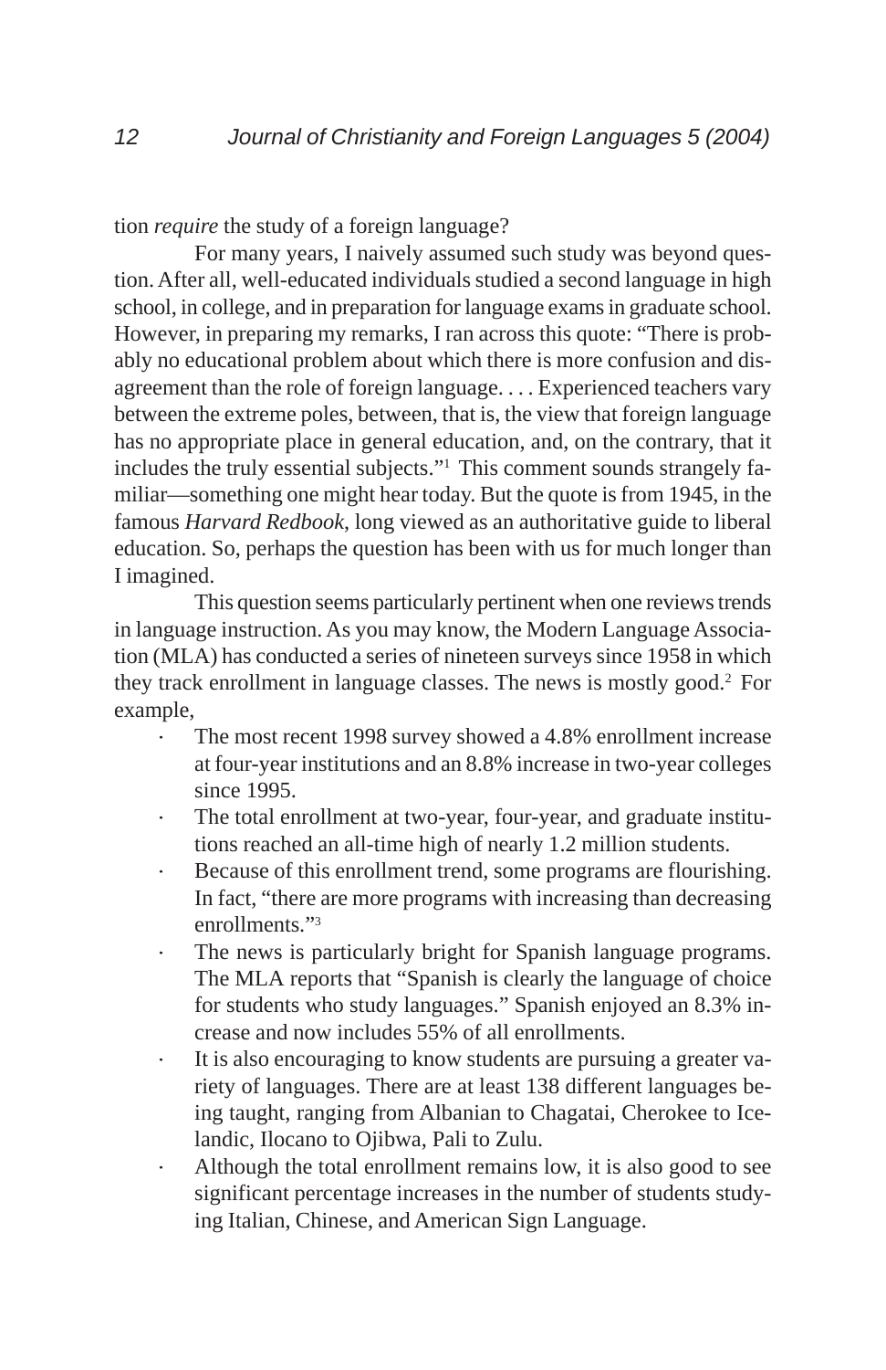tion *require* the study of a foreign language?

For many years, I naively assumed such study was beyond question. After all, well-educated individuals studied a second language in high school, in college, and in preparation for language exams in graduate school. However, in preparing my remarks, I ran across this quote: "There is probably no educational problem about which there is more confusion and disagreement than the role of foreign language. . . . Experienced teachers vary between the extreme poles, between, that is, the view that foreign language has no appropriate place in general education, and, on the contrary, that it includes the truly essential subjects."[1] This comment sounds strangely familiar—something one might hear today. But the quote is from 1945, in the famous *Harvard Redbook*, long viewed as an authoritative guide to liberal education. So, perhaps the question has been with us for much longer than I imagined.

This question seems particularly pertinent when one reviews trends in language instruction. As you may know, the Modern Language Association (MLA) has conducted a series of nineteen surveys since 1958 in which they track enrollment in language classes. The news is mostly good.[2] For example,

- The most recent 1998 survey showed a 4.8% enrollment increase at four-year institutions and an 8.8% increase in two-year colleges since 1995.
- The total enrollment at two-year, four-year, and graduate institutions reached an all-time high of nearly 1.2 million students.
- Because of this enrollment trend, some programs are flourishing. In fact, "there are more programs with increasing than decreasing enrollments."[3]
- The news is particularly bright for Spanish language programs. The MLA reports that "Spanish is clearly the language of choice for students who study languages." Spanish enjoyed an 8.3% increase and now includes 55% of all enrollments.
- It is also encouraging to know students are pursuing a greater variety of languages. There are at least 138 different languages being taught, ranging from Albanian to Chagatai, Cherokee to Icelandic, Ilocano to Ojibwa, Pali to Zulu.
- Although the total enrollment remains low, it is also good to see significant percentage increases in the number of students studying Italian, Chinese, and American Sign Language.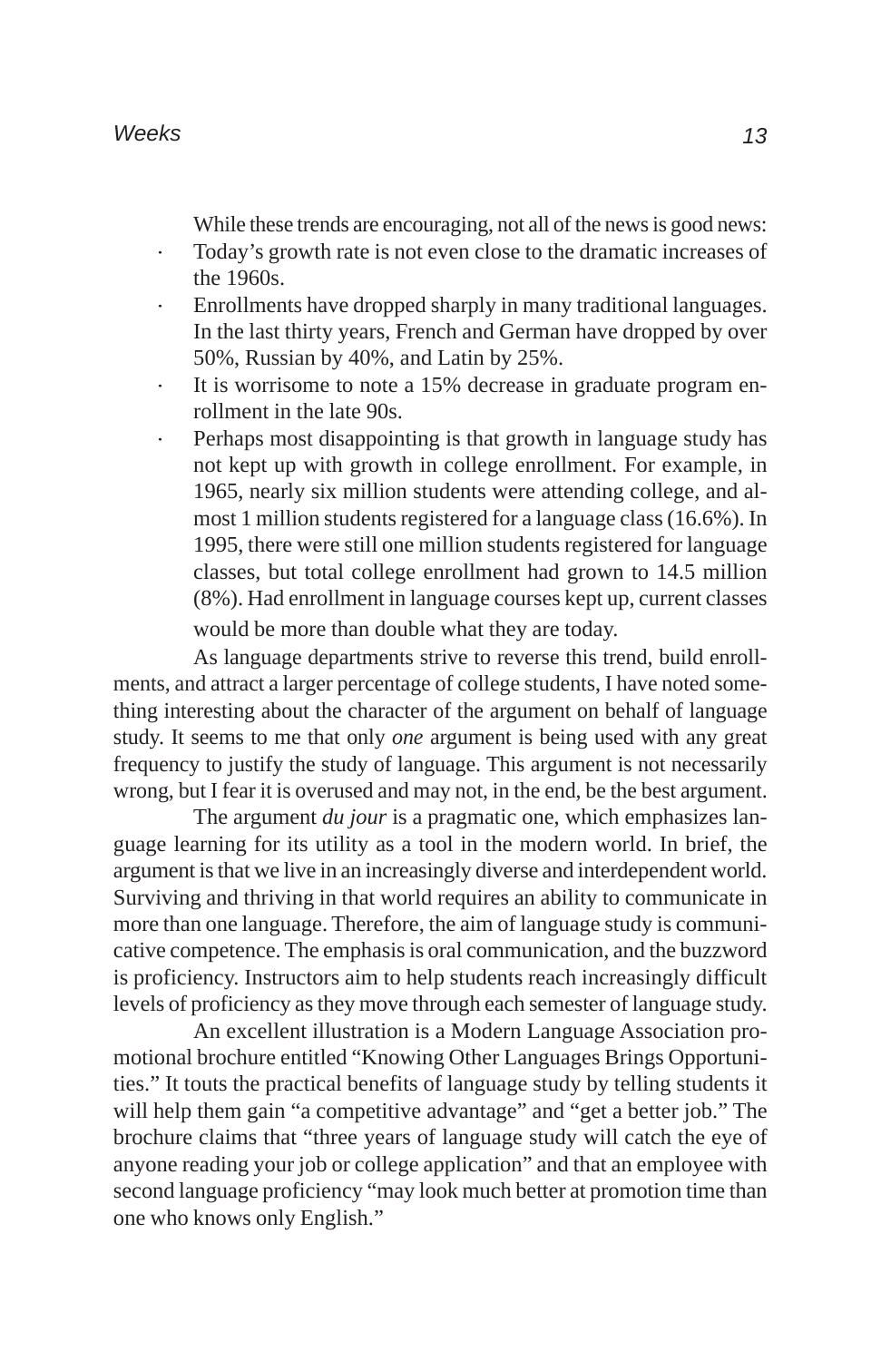While these trends are encouraging, not all of the news is good news:

- Today's growth rate is not even close to the dramatic increases of the 1960s.
- Enrollments have dropped sharply in many traditional languages. In the last thirty years, French and German have dropped by over 50%, Russian by 40%, and Latin by 25%.
- It is worrisome to note a 15% decrease in graduate program enrollment in the late 90s.
- Perhaps most disappointing is that growth in language study has not kept up with growth in college enrollment. For example, in 1965, nearly six million students were attending college, and almost 1 million students registered for a language class (16.6%). In 1995, there were still one million students registered for language classes, but total college enrollment had grown to 14.5 million (8%). Had enrollment in language courses kept up, current classes would be more than double what they are today.

As language departments strive to reverse this trend, build enrollments, and attract a larger percentage of college students, I have noted something interesting about the character of the argument on behalf of language study. It seems to me that only *one* argument is being used with any great frequency to justify the study of language. This argument is not necessarily wrong, but I fear it is overused and may not, in the end, be the best argument.

The argument *du jour* is a pragmatic one, which emphasizes language learning for its utility as a tool in the modern world. In brief, the argument is that we live in an increasingly diverse and interdependent world. Surviving and thriving in that world requires an ability to communicate in more than one language. Therefore, the aim of language study is communicative competence. The emphasis is oral communication, and the buzzword is proficiency. Instructors aim to help students reach increasingly difficult levels of proficiency as they move through each semester of language study.

An excellent illustration is a Modern Language Association promotional brochure entitled "Knowing Other Languages Brings Opportunities." It touts the practical benefits of language study by telling students it will help them gain "a competitive advantage" and "get a better job." The brochure claims that "three years of language study will catch the eye of anyone reading your job or college application" and that an employee with second language proficiency "may look much better at promotion time than one who knows only English."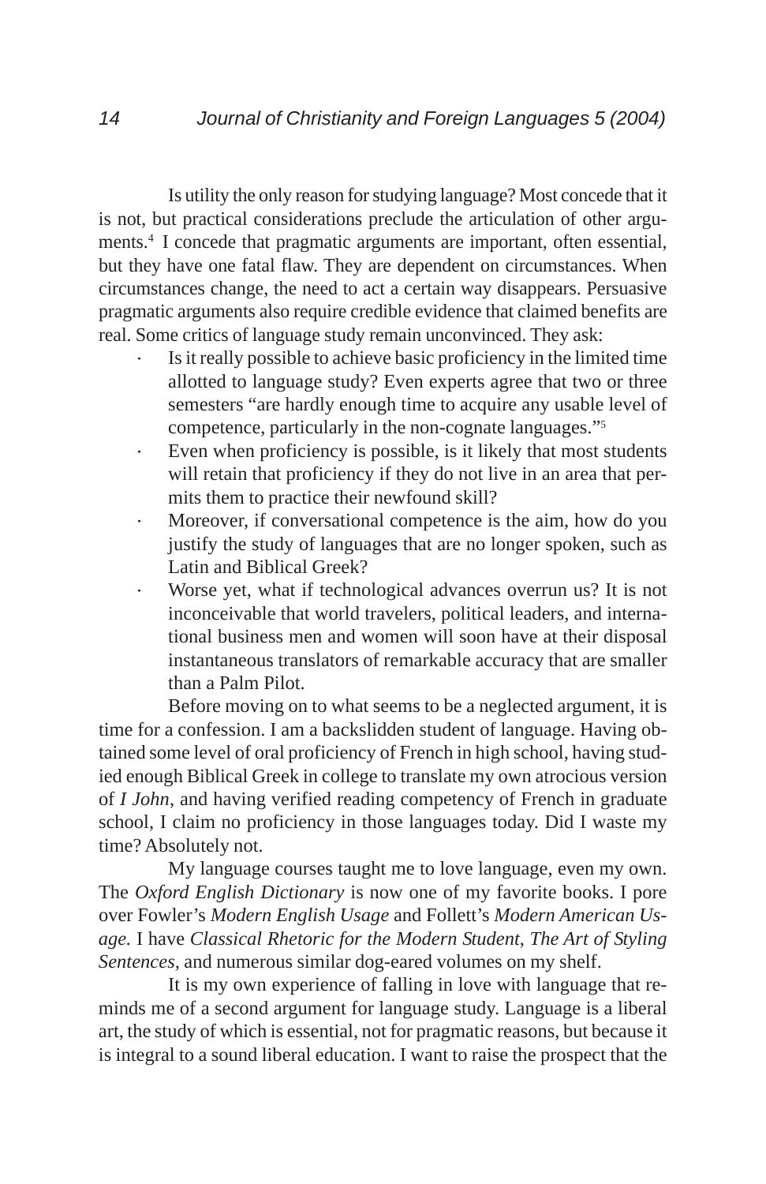Is utility the only reason for studying language? Most concede that it is not, but practical considerations preclude the articulation of other arguments.[4] I concede that pragmatic arguments are important, often essential, but they have one fatal flaw. They are dependent on circumstances. When circumstances change, the need to act a certain way disappears. Persuasive pragmatic arguments also require credible evidence that claimed benefits are real. Some critics of language study remain unconvinced. They ask:

- Is it really possible to achieve basic proficiency in the limited time allotted to language study? Even experts agree that two or three semesters "are hardly enough time to acquire any usable level of competence, particularly in the non-cognate languages."[5]
- Even when proficiency is possible, is it likely that most students will retain that proficiency if they do not live in an area that permits them to practice their newfound skill?
- Moreover, if conversational competence is the aim, how do you justify the study of languages that are no longer spoken, such as Latin and Biblical Greek?
- Worse yet, what if technological advances overrun us? It is not inconceivable that world travelers, political leaders, and international business men and women will soon have at their disposal instantaneous translators of remarkable accuracy that are smaller than a Palm Pilot.

Before moving on to what seems to be a neglected argument, it is time for a confession. I am a backslidden student of language. Having obtained some level of oral proficiency of French in high school, having studied enough Biblical Greek in college to translate my own atrocious version of *I John*, and having verified reading competency of French in graduate school, I claim no proficiency in those languages today. Did I waste my time? Absolutely not.

My language courses taught me to love language, even my own. The *Oxford English Dictionary* is now one of my favorite books. I pore over Fowler's *Modern English Usage* and Follett's *Modern American Usage*. I have *Classical Rhetoric for the Modern Student*, *The Art of Styling Sentences*, and numerous similar dog-eared volumes on my shelf.

It is my own experience of falling in love with language that reminds me of a second argument for language study. Language is a liberal art, the study of which is essential, not for pragmatic reasons, but because it is integral to a sound liberal education. I want to raise the prospect that the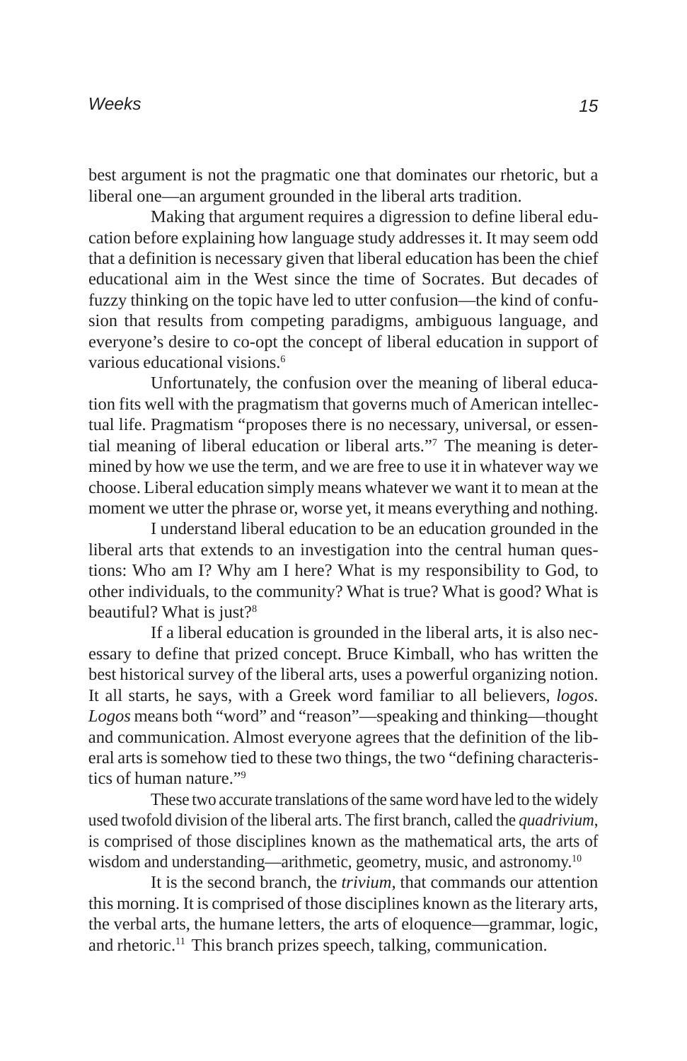best argument is not the pragmatic one that dominates our rhetoric, but a liberal one—an argument grounded in the liberal arts tradition.

Making that argument requires a digression to define liberal education before explaining how language study addresses it. It may seem odd that a definition is necessary given that liberal education has been the chief educational aim in the West since the time of Socrates. But decades of fuzzy thinking on the topic have led to utter confusion—the kind of confusion that results from competing paradigms, ambiguous language, and everyone's desire to co-opt the concept of liberal education in support of various educational visions.[6]

Unfortunately, the confusion over the meaning of liberal education fits well with the pragmatism that governs much of American intellectual life. Pragmatism "proposes there is no necessary, universal, or essential meaning of liberal education or liberal arts."[7] The meaning is determined by how we use the term, and we are free to use it in whatever way we choose. Liberal education simply means whatever we want it to mean at the moment we utter the phrase or, worse yet, it means everything and nothing.

I understand liberal education to be an education grounded in the liberal arts that extends to an investigation into the central human questions: Who am I? Why am I here? What is my responsibility to God, to other individuals, to the community? What is true? What is good? What is beautiful? What is just?[8]

If a liberal education is grounded in the liberal arts, it is also necessary to define that prized concept. Bruce Kimball, who has written the best historical survey of the liberal arts, uses a powerful organizing notion. It all starts, he says, with a Greek word familiar to all believers, *logos*. *Logos* means both "word" and "reason"—speaking and thinking—thought and communication. Almost everyone agrees that the definition of the liberal arts is somehow tied to these two things, the two "defining characteristics of human nature."[9]

These two accurate translations of the same word have led to the widely used twofold division of the liberal arts. The first branch, called the *quadrivium*, is comprised of those disciplines known as the mathematical arts, the arts of wisdom and understanding—arithmetic, geometry, music, and astronomy.[10]

It is the second branch, the *trivium*, that commands our attention this morning. It is comprised of those disciplines known as the literary arts, the verbal arts, the humane letters, the arts of eloquence—grammar, logic, and rhetoric.[11] This branch prizes speech, talking, communication.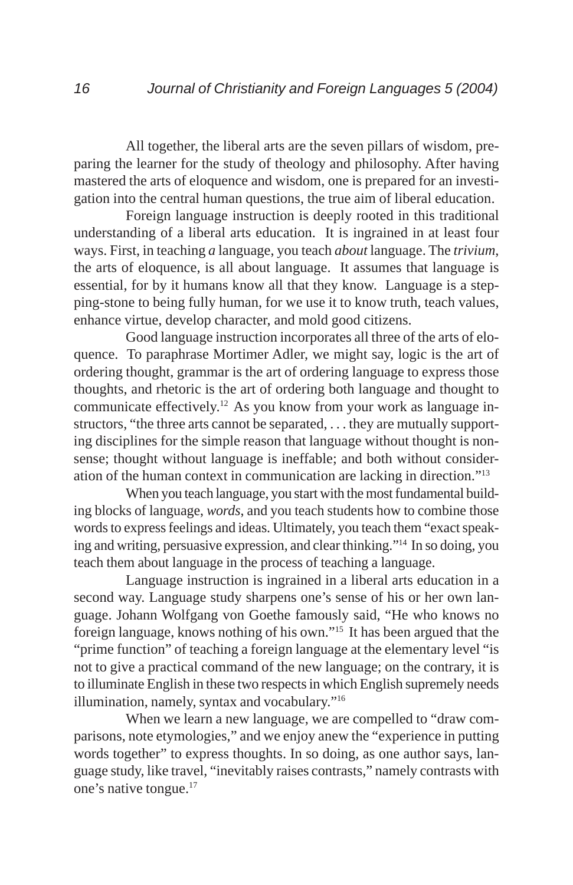All together, the liberal arts are the seven pillars of wisdom, preparing the learner for the study of theology and philosophy. After having mastered the arts of eloquence and wisdom, one is prepared for an investigation into the central human questions, the true aim of liberal education.

Foreign language instruction is deeply rooted in this traditional understanding of a liberal arts education. It is ingrained in at least four ways. First, in teaching *a* language, you teach *about* language. The *trivium*, the arts of eloquence, is all about language. It assumes that language is essential, for by it humans know all that they know. Language is a stepping-stone to being fully human, for we use it to know truth, teach values, enhance virtue, develop character, and mold good citizens.

Good language instruction incorporates all three of the arts of eloquence. To paraphrase Mortimer Adler, we might say, logic is the art of ordering thought, grammar is the art of ordering language to express those thoughts, and rhetoric is the art of ordering both language and thought to communicate effectively.[12] As you know from your work as language instructors, "the three arts cannot be separated, . . . they are mutually supporting disciplines for the simple reason that language without thought is nonsense; thought without language is ineffable; and both without consideration of the human context in communication are lacking in direction."[13]

When you teach language, you start with the most fundamental building blocks of language, *words*, and you teach students how to combine those words to express feelings and ideas. Ultimately, you teach them "exact speaking and writing, persuasive expression, and clear thinking."[14] In so doing, you teach them about language in the process of teaching a language.

Language instruction is ingrained in a liberal arts education in a second way. Language study sharpens one's sense of his or her own language. Johann Wolfgang von Goethe famously said, "He who knows no foreign language, knows nothing of his own."[15] It has been argued that the "prime function" of teaching a foreign language at the elementary level "is not to give a practical command of the new language; on the contrary, it is to illuminate English in these two respects in which English supremely needs illumination, namely, syntax and vocabulary."[16]

When we learn a new language, we are compelled to "draw comparisons, note etymologies," and we enjoy anew the "experience in putting words together" to express thoughts. In so doing, as one author says, language study, like travel, "inevitably raises contrasts," namely contrasts with one's native tongue.[17]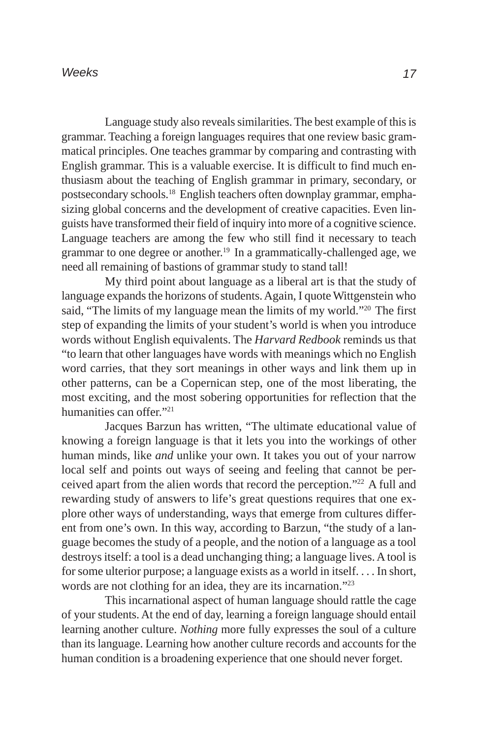Language study also reveals similarities. The best example of this is grammar. Teaching a foreign languages requires that one review basic grammatical principles. One teaches grammar by comparing and contrasting with English grammar. This is a valuable exercise. It is difficult to find much enthusiasm about the teaching of English grammar in primary, secondary, or postsecondary schools.[18] English teachers often downplay grammar, emphasizing global concerns and the development of creative capacities. Even linguists have transformed their field of inquiry into more of a cognitive science. Language teachers are among the few who still find it necessary to teach grammar to one degree or another.[19] In a grammatically-challenged age, we need all remaining of bastions of grammar study to stand tall!

My third point about language as a liberal art is that the study of language expands the horizons of students. Again, I quote Wittgenstein who said, "The limits of my language mean the limits of my world."[20] The first step of expanding the limits of your student's world is when you introduce words without English equivalents. The *Harvard Redbook* reminds us that "to learn that other languages have words with meanings which no English word carries, that they sort meanings in other ways and link them up in other patterns, can be a Copernican step, one of the most liberating, the most exciting, and the most sobering opportunities for reflection that the humanities can offer."[21]

Jacques Barzun has written, "The ultimate educational value of knowing a foreign language is that it lets you into the workings of other human minds, like *and* unlike your own. It takes you out of your narrow local self and points out ways of seeing and feeling that cannot be perceived apart from the alien words that record the perception."[22] A full and rewarding study of answers to life's great questions requires that one explore other ways of understanding, ways that emerge from cultures different from one's own. In this way, according to Barzun, "the study of a language becomes the study of a people, and the notion of a language as a tool destroys itself: a tool is a dead unchanging thing; a language lives. A tool is for some ulterior purpose; a language exists as a world in itself. . . . In short, words are not clothing for an idea, they are its incarnation."[23]

This incarnational aspect of human language should rattle the cage of your students. At the end of day, learning a foreign language should entail learning another culture. *Nothing* more fully expresses the soul of a culture than its language. Learning how another culture records and accounts for the human condition is a broadening experience that one should never forget.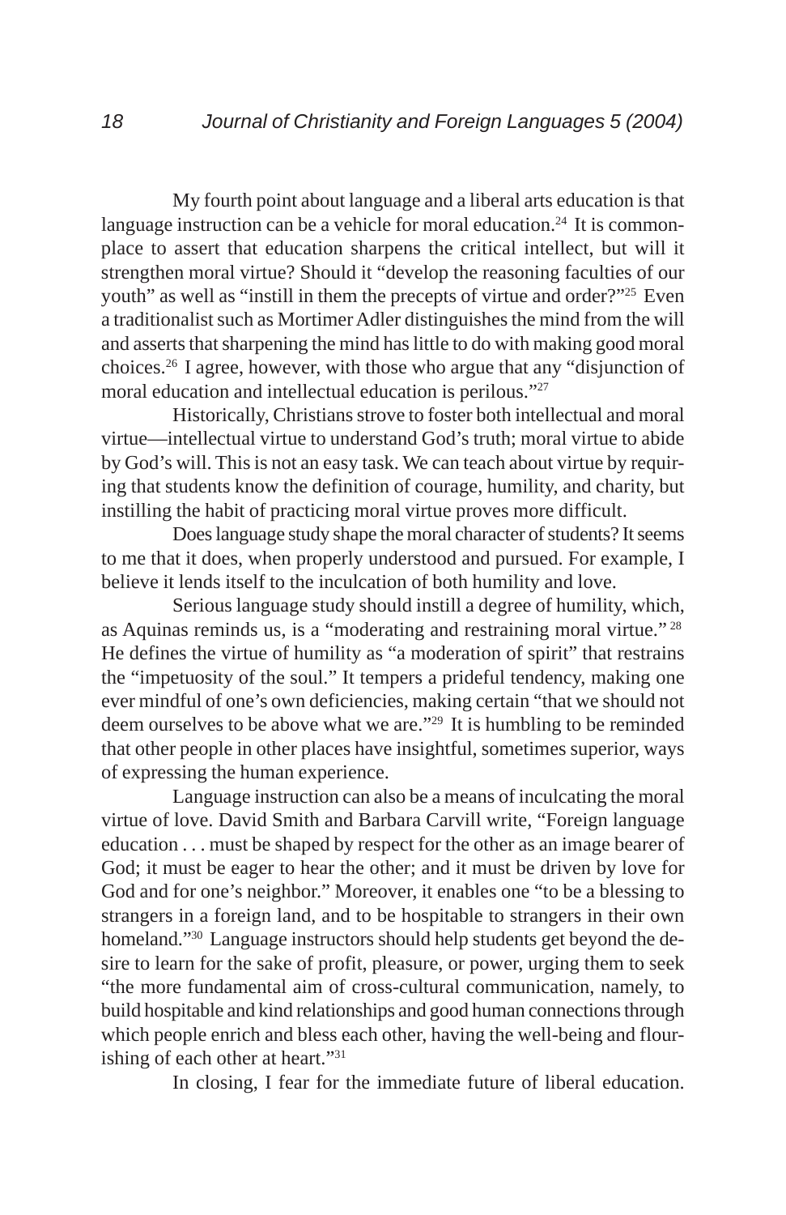My fourth point about language and a liberal arts education is that language instruction can be a vehicle for moral education.[24] It is commonplace to assert that education sharpens the critical intellect, but will it strengthen moral virtue? Should it "develop the reasoning faculties of our youth" as well as "instill in them the precepts of virtue and order?"[25] Even a traditionalist such as Mortimer Adler distinguishes the mind from the will and asserts that sharpening the mind has little to do with making good moral choices.[26] I agree, however, with those who argue that any "disjunction of moral education and intellectual education is perilous."[27]

Historically, Christians strove to foster both intellectual and moral virtue—intellectual virtue to understand God's truth; moral virtue to abide by God's will. This is not an easy task. We can teach about virtue by requiring that students know the definition of courage, humility, and charity, but instilling the habit of practicing moral virtue proves more difficult.

Does language study shape the moral character of students? It seems to me that it does, when properly understood and pursued. For example, I believe it lends itself to the inculcation of both humility and love.

Serious language study should instill a degree of humility, which, as Aquinas reminds us, is a "moderating and restraining moral virtue."[28] He defines the virtue of humility as "a moderation of spirit" that restrains the "impetuosity of the soul." It tempers a prideful tendency, making one ever mindful of one's own deficiencies, making certain "that we should not deem ourselves to be above what we are."[29] It is humbling to be reminded that other people in other places have insightful, sometimes superior, ways of expressing the human experience.

Language instruction can also be a means of inculcating the moral virtue of love. David Smith and Barbara Carvill write, "Foreign language education . . . must be shaped by respect for the other as an image bearer of God; it must be eager to hear the other; and it must be driven by love for God and for one's neighbor." Moreover, it enables one "to be a blessing to strangers in a foreign land, and to be hospitable to strangers in their own homeland."[30] Language instructors should help students get beyond the desire to learn for the sake of profit, pleasure, or power, urging them to seek "the more fundamental aim of cross-cultural communication, namely, to build hospitable and kind relationships and good human connections through which people enrich and bless each other, having the well-being and flourishing of each other at heart."[31]

In closing, I fear for the immediate future of liberal education.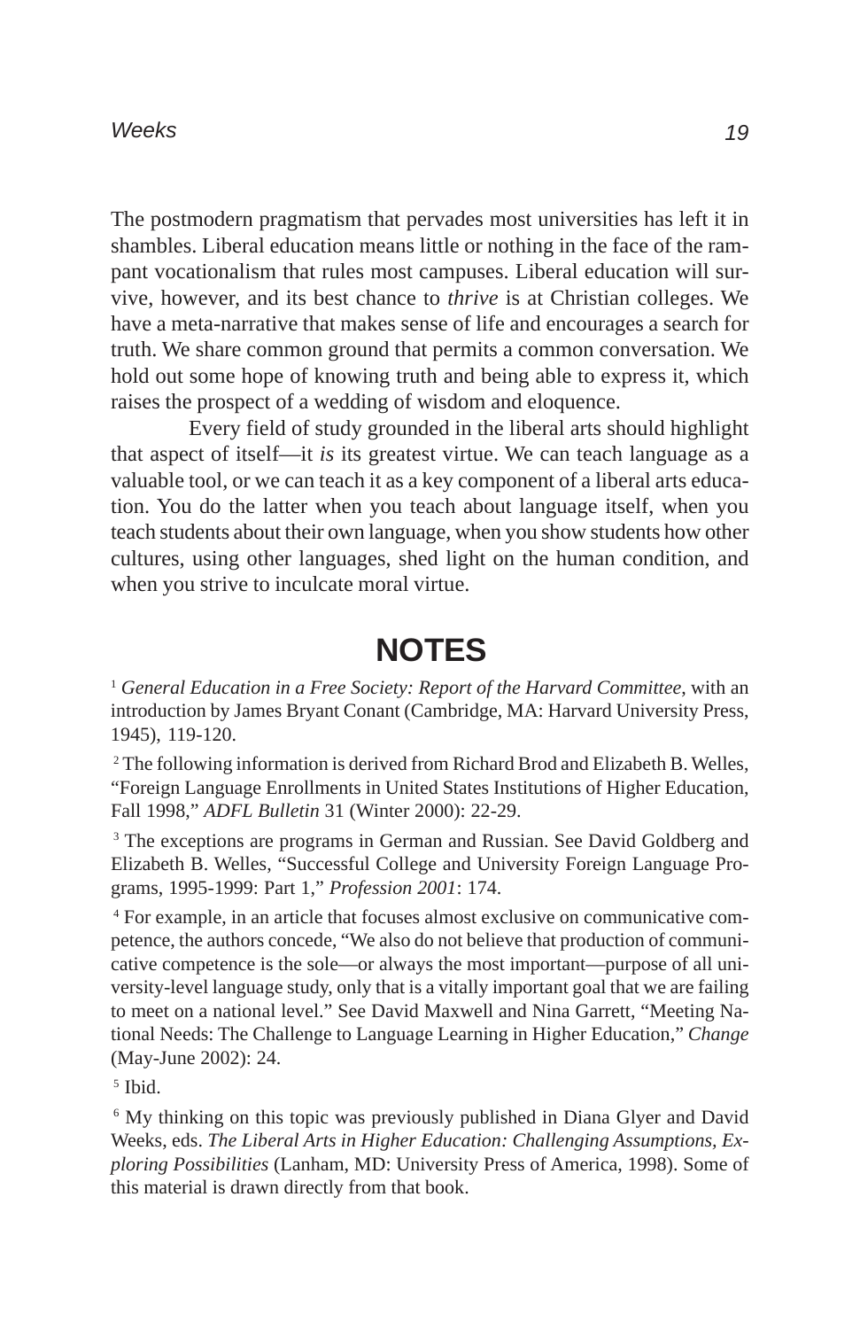The postmodern pragmatism that pervades most universities has left it in shambles. Liberal education means little or nothing in the face of the rampant vocationalism that rules most campuses. Liberal education will survive, however, and its best chance to *thrive* is at Christian colleges. We have a meta-narrative that makes sense of life and encourages a search for truth. We share common ground that permits a common conversation. We hold out some hope of knowing truth and being able to express it, which raises the prospect of a wedding of wisdom and eloquence.

Every field of study grounded in the liberal arts should highlight that aspect of itself—it *is* its greatest virtue. We can teach language as a valuable tool, or we can teach it as a key component of a liberal arts education. You do the latter when you teach about language itself, when you teach students about their own language, when you show students how other cultures, using other languages, shed light on the human condition, and when you strive to inculcate moral virtue.

## NOTES

[1] *General Education in a Free Society: Report of the Harvard Committee*, with an introduction by James Bryant Conant (Cambridge, MA: Harvard University Press, 1945), 119-120.

[2] The following information is derived from Richard Brod and Elizabeth B. Welles, "Foreign Language Enrollments in United States Institutions of Higher Education, Fall 1998," *ADFL Bulletin* 31 (Winter 2000): 22-29.

[3] The exceptions are programs in German and Russian. See David Goldberg and Elizabeth B. Welles, "Successful College and University Foreign Language Programs, 1995-1999: Part 1," *Profession 2001*: 174.

[4] For example, in an article that focuses almost exclusive on communicative competence, the authors concede, "We also do not believe that production of communicative competence is the sole—or always the most important—purpose of all university-level language study, only that is a vitally important goal that we are failing to meet on a national level." See David Maxwell and Nina Garrett, "Meeting National Needs: The Challenge to Language Learning in Higher Education," *Change* (May-June 2002): 24.

[5] Ibid.

[6] My thinking on this topic was previously published in Diana Glyer and David Weeks, eds. *The Liberal Arts in Higher Education: Challenging Assumptions, Exploring Possibilities* (Lanham, MD: University Press of America, 1998). Some of this material is drawn directly from that book.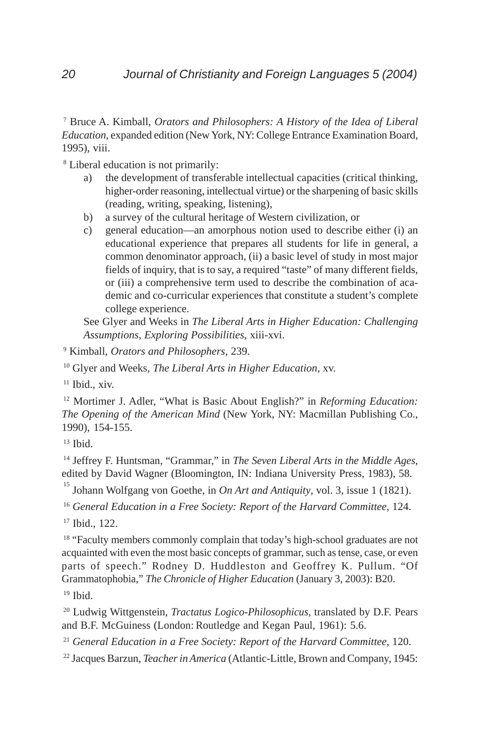[7] Bruce A. Kimball, *Orators and Philosophers: A History of the Idea of Liberal Education*, expanded edition (New York, NY: College Entrance Examination Board, 1995), viii.

[8] Liberal education is not primarily:

a) the development of transferable intellectual capacities (critical thinking, higher-order reasoning, intellectual virtue) or the sharpening of basic skills (reading, writing, speaking, listening),
b) a survey of the cultural heritage of Western civilization, or
c) general education—an amorphous notion used to describe either (i) an educational experience that prepares all students for life in general, a common denominator approach, (ii) a basic level of study in most major fields of inquiry, that is to say, a required "taste" of many different fields, or (iii) a comprehensive term used to describe the combination of academic and co-curricular experiences that constitute a student's complete college experience.

See Glyer and Weeks in *The Liberal Arts in Higher Education: Challenging Assumptions, Exploring Possibilities*, xiii-xvi.

[9] Kimball, *Orators and Philosophers*, 239.

[10] Glyer and Weeks, *The Liberal Arts in Higher Education*, xv.

[11] Ibid., xiv.

[12] Mortimer J. Adler, "What is Basic About English?" in *Reforming Education: The Opening of the American Mind* (New York, NY: Macmillan Publishing Co., 1990), 154-155.

[13] Ibid.

[14] Jeffrey F. Huntsman, "Grammar," in *The Seven Liberal Arts in the Middle Ages*, edited by David Wagner (Bloomington, IN: Indiana University Press, 1983), 58.

[15] Johann Wolfgang von Goethe, in *On Art and Antiquity*, vol. 3, issue 1 (1821).

[16] *General Education in a Free Society: Report of the Harvard Committee*, 124.

[17] Ibid., 122.

[18] "Faculty members commonly complain that today's high-school graduates are not acquainted with even the most basic concepts of grammar, such as tense, case, or even parts of speech." Rodney D. Huddleston and Geoffrey K. Pullum. "Of Grammatophobia," *The Chronicle of Higher Education* (January 3, 2003): B20.

[19] Ibid.

[20] Ludwig Wittgenstein, *Tractatus Logico-Philosophicus*, translated by D.F. Pears and B.F. McGuiness (London: Routledge and Kegan Paul, 1961): 5.6.

[21] *General Education in a Free Society: Report of the Harvard Committee*, 120.

[22] Jacques Barzun, *Teacher in America* (Atlantic-Little, Brown and Company, 1945: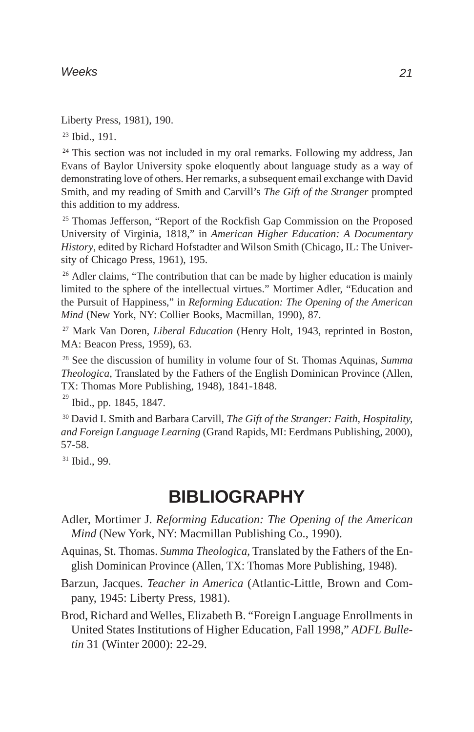Liberty Press, 1981), 190.

[23] Ibid., 191.

[24] This section was not included in my oral remarks. Following my address, Jan Evans of Baylor University spoke eloquently about language study as a way of demonstrating love of others. Her remarks, a subsequent email exchange with David Smith, and my reading of Smith and Carvill's *The Gift of the Stranger* prompted this addition to my address.

[25] Thomas Jefferson, "Report of the Rockfish Gap Commission on the Proposed University of Virginia, 1818," in *American Higher Education: A Documentary History*, edited by Richard Hofstadter and Wilson Smith (Chicago, IL: The University of Chicago Press, 1961), 195.

[26] Adler claims, "The contribution that can be made by higher education is mainly limited to the sphere of the intellectual virtues." Mortimer Adler, "Education and the Pursuit of Happiness," in *Reforming Education: The Opening of the American Mind* (New York, NY: Collier Books, Macmillan, 1990), 87.

[27] Mark Van Doren, *Liberal Education* (Henry Holt, 1943, reprinted in Boston, MA: Beacon Press, 1959), 63.

[28] See the discussion of humility in volume four of St. Thomas Aquinas, *Summa Theologica*, Translated by the Fathers of the English Dominican Province (Allen, TX: Thomas More Publishing, 1948), 1841-1848.

[29] Ibid., pp. 1845, 1847.

[30] David I. Smith and Barbara Carvill, *The Gift of the Stranger: Faith, Hospitality, and Foreign Language Learning* (Grand Rapids, MI: Eerdmans Publishing, 2000), 57-58.

[31] Ibid., 99.

## BIBLIOGRAPHY

Adler, Mortimer J. *Reforming Education: The Opening of the American Mind* (New York, NY: Macmillan Publishing Co., 1990).

Aquinas, St. Thomas. *Summa Theologica*, Translated by the Fathers of the English Dominican Province (Allen, TX: Thomas More Publishing, 1948).

Barzun, Jacques. *Teacher in America* (Atlantic-Little, Brown and Company, 1945: Liberty Press, 1981).

Brod, Richard and Welles, Elizabeth B. "Foreign Language Enrollments in United States Institutions of Higher Education, Fall 1998," *ADFL Bulletin* 31 (Winter 2000): 22-29.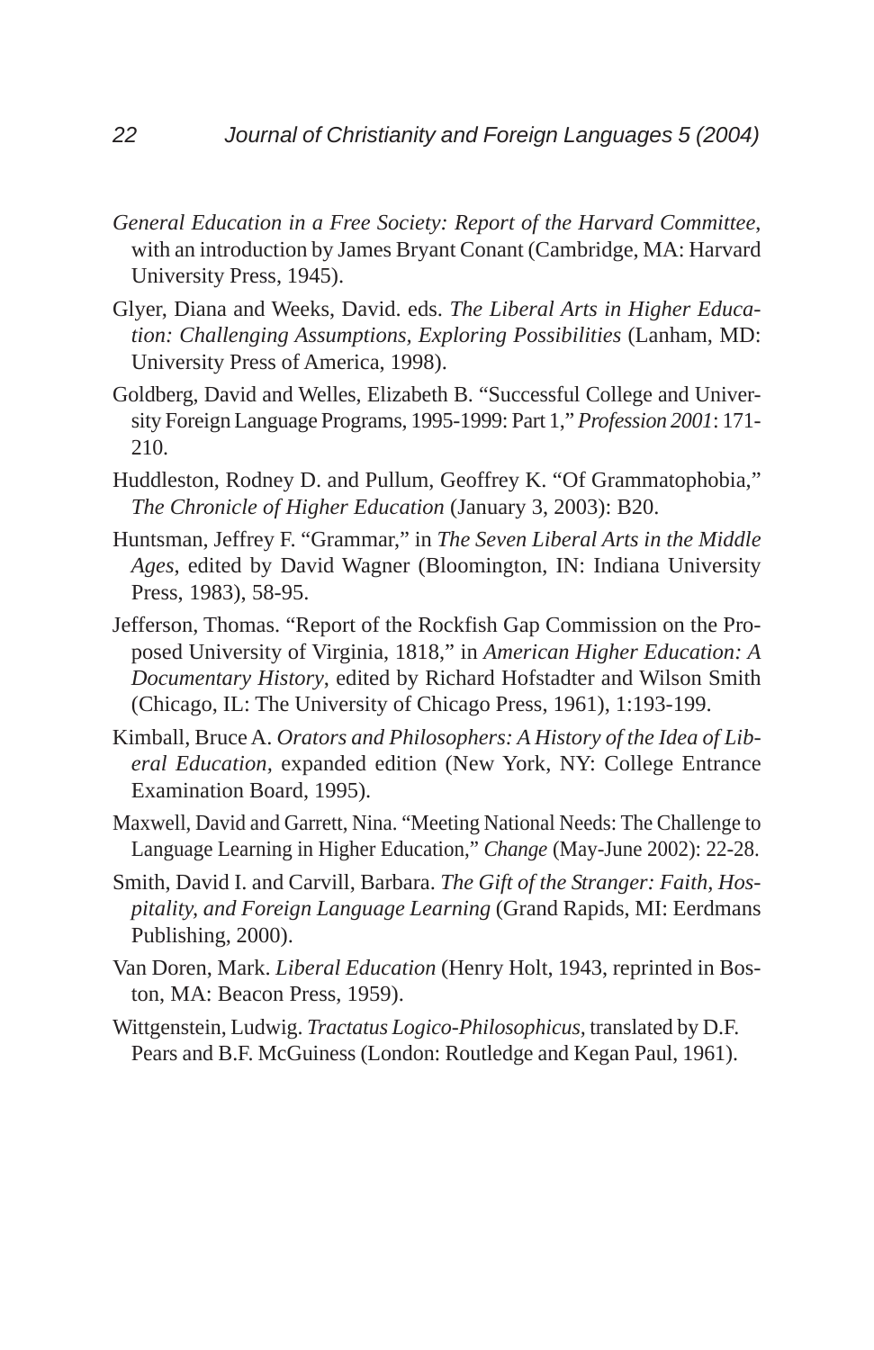*General Education in a Free Society: Report of the Harvard Committee*, with an introduction by James Bryant Conant (Cambridge, MA: Harvard University Press, 1945).

Glyer, Diana and Weeks, David. eds. *The Liberal Arts in Higher Education: Challenging Assumptions, Exploring Possibilities* (Lanham, MD: University Press of America, 1998).

Goldberg, David and Welles, Elizabeth B. "Successful College and University Foreign Language Programs, 1995-1999: Part 1," *Profession 2001*: 171-210.

Huddleston, Rodney D. and Pullum, Geoffrey K. "Of Grammatophobia," *The Chronicle of Higher Education* (January 3, 2003): B20.

Huntsman, Jeffrey F. "Grammar," in *The Seven Liberal Arts in the Middle Ages*, edited by David Wagner (Bloomington, IN: Indiana University Press, 1983), 58-95.

Jefferson, Thomas. "Report of the Rockfish Gap Commission on the Proposed University of Virginia, 1818," in *American Higher Education: A Documentary History*, edited by Richard Hofstadter and Wilson Smith (Chicago, IL: The University of Chicago Press, 1961), 1:193-199.

Kimball, Bruce A. *Orators and Philosophers: A History of the Idea of Liberal Education*, expanded edition (New York, NY: College Entrance Examination Board, 1995).

Maxwell, David and Garrett, Nina. "Meeting National Needs: The Challenge to Language Learning in Higher Education," *Change* (May-June 2002): 22-28.

Smith, David I. and Carvill, Barbara. *The Gift of the Stranger: Faith, Hospitality, and Foreign Language Learning* (Grand Rapids, MI: Eerdmans Publishing, 2000).

Van Doren, Mark. *Liberal Education* (Henry Holt, 1943, reprinted in Boston, MA: Beacon Press, 1959).

Wittgenstein, Ludwig. *Tractatus Logico-Philosophicus*, translated by D.F. Pears and B.F. McGuiness (London: Routledge and Kegan Paul, 1961).